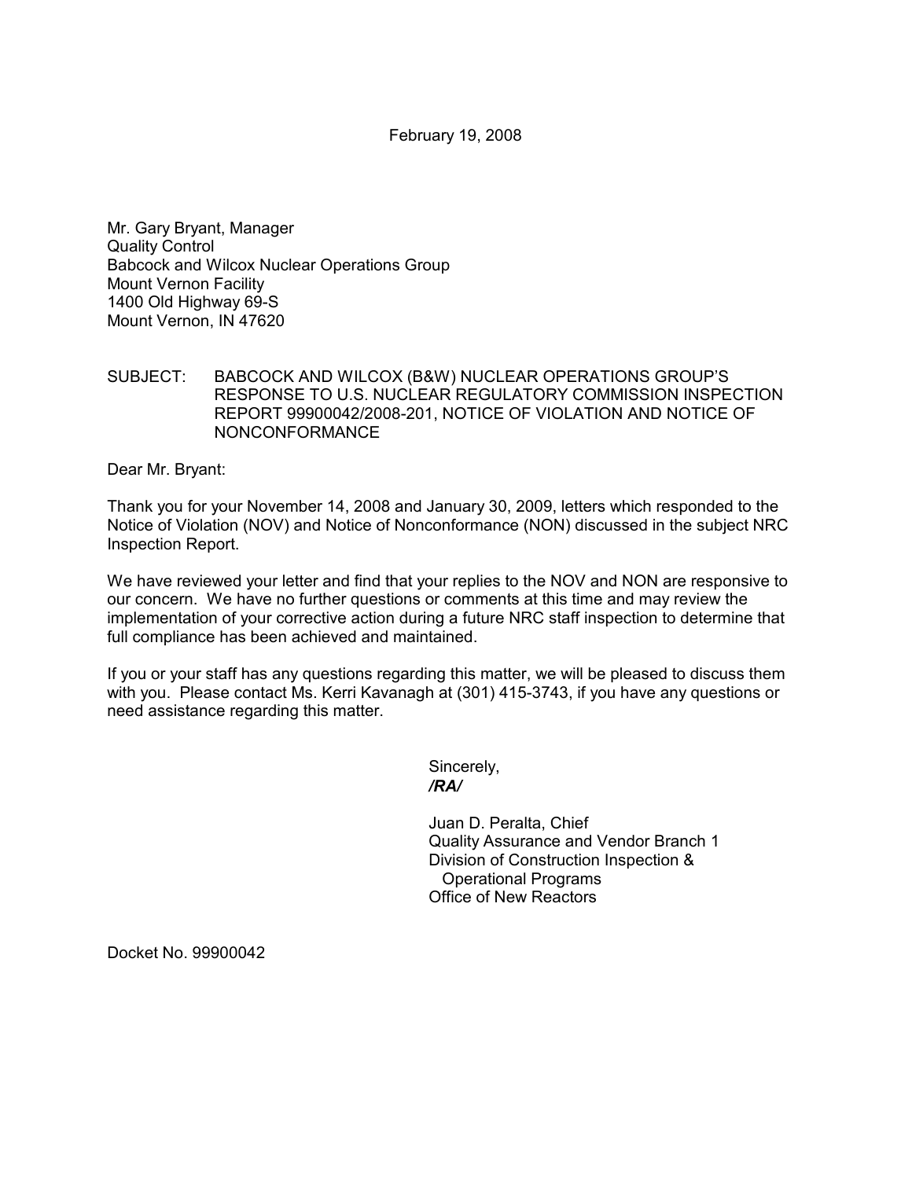February 19, 2008

Mr. Gary Bryant, Manager
Quality Control
Babcock and Wilcox Nuclear Operations Group
Mount Vernon Facility
1400 Old Highway 69-S
Mount Vernon, IN 47620

SUBJECT: BABCOCK AND WILCOX (B&W) NUCLEAR OPERATIONS GROUP'S RESPONSE TO U.S. NUCLEAR REGULATORY COMMISSION INSPECTION REPORT 99900042/2008-201, NOTICE OF VIOLATION AND NOTICE OF NONCONFORMANCE

Dear Mr. Bryant:

Thank you for your November 14, 2008 and January 30, 2009, letters which responded to the Notice of Violation (NOV) and Notice of Nonconformance (NON) discussed in the subject NRC Inspection Report.

We have reviewed your letter and find that your replies to the NOV and NON are responsive to our concern. We have no further questions or comments at this time and may review the implementation of your corrective action during a future NRC staff inspection to determine that full compliance has been achieved and maintained.

If you or your staff has any questions regarding this matter, we will be pleased to discuss them with you. Please contact Ms. Kerri Kavanagh at (301) 415-3743, if you have any questions or need assistance regarding this matter.

Sincerely,
***/RA/***

Juan D. Peralta, Chief
Quality Assurance and Vendor Branch 1
Division of Construction Inspection & Operational Programs
Office of New Reactors

Docket No. 99900042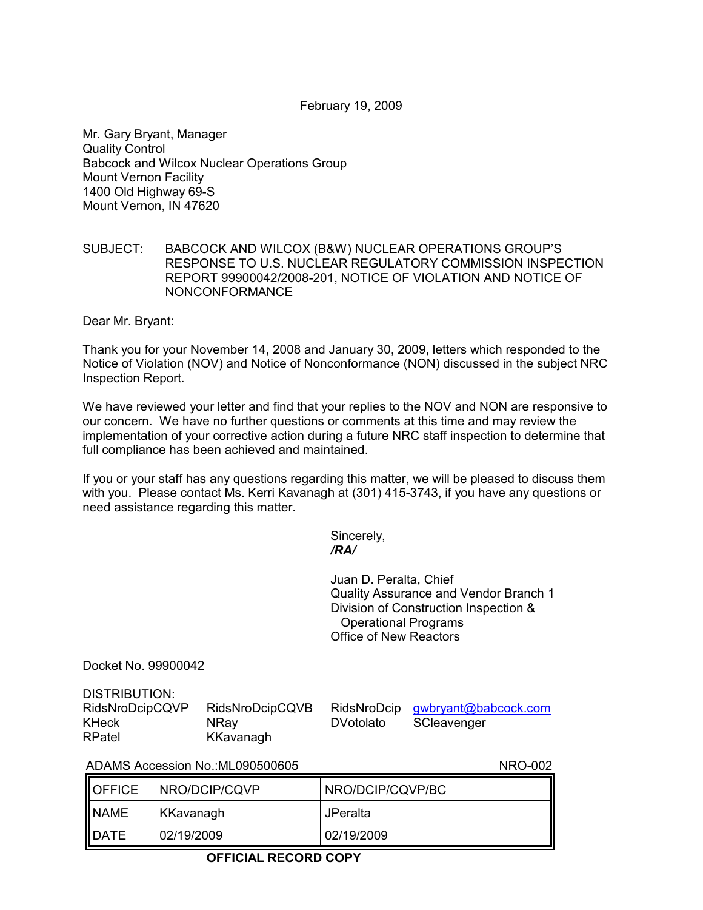February 19, 2009

Mr. Gary Bryant, Manager
Quality Control
Babcock and Wilcox Nuclear Operations Group
Mount Vernon Facility
1400 Old Highway 69-S
Mount Vernon, IN 47620

SUBJECT: BABCOCK AND WILCOX (B&W) NUCLEAR OPERATIONS GROUP'S RESPONSE TO U.S. NUCLEAR REGULATORY COMMISSION INSPECTION REPORT 99900042/2008-201, NOTICE OF VIOLATION AND NOTICE OF NONCONFORMANCE

Dear Mr. Bryant:

Thank you for your November 14, 2008 and January 30, 2009, letters which responded to the Notice of Violation (NOV) and Notice of Nonconformance (NON) discussed in the subject NRC Inspection Report.

We have reviewed your letter and find that your replies to the NOV and NON are responsive to our concern. We have no further questions or comments at this time and may review the implementation of your corrective action during a future NRC staff inspection to determine that full compliance has been achieved and maintained.

If you or your staff has any questions regarding this matter, we will be pleased to discuss them with you. Please contact Ms. Kerri Kavanagh at (301) 415-3743, if you have any questions or need assistance regarding this matter.

Sincerely,
***/RA/***

Juan D. Peralta, Chief
Quality Assurance and Vendor Branch 1
Division of Construction Inspection & Operational Programs
Office of New Reactors

Docket No. 99900042

DISTRIBUTION:

| | | | |
|---|---|---|---|
| RidsNroDcipCQVP | RidsNroDcipCQVB | RidsNroDcip | gwbryant@babcock.com |
| KHeck | NRay | DVotolato | SCleavenger |
| RPatel | KKavanagh | | |

ADAMS Accession No.:ML090500605 NRO-002

| OFFICE | NRO/DCIP/CQVP | NRO/DCIP/CQVP/BC |
|---|---|---|
| NAME | KKavanagh | JPeralta |
| DATE | 02/19/2009 | 02/19/2009 |

**OFFICIAL RECORD COPY**